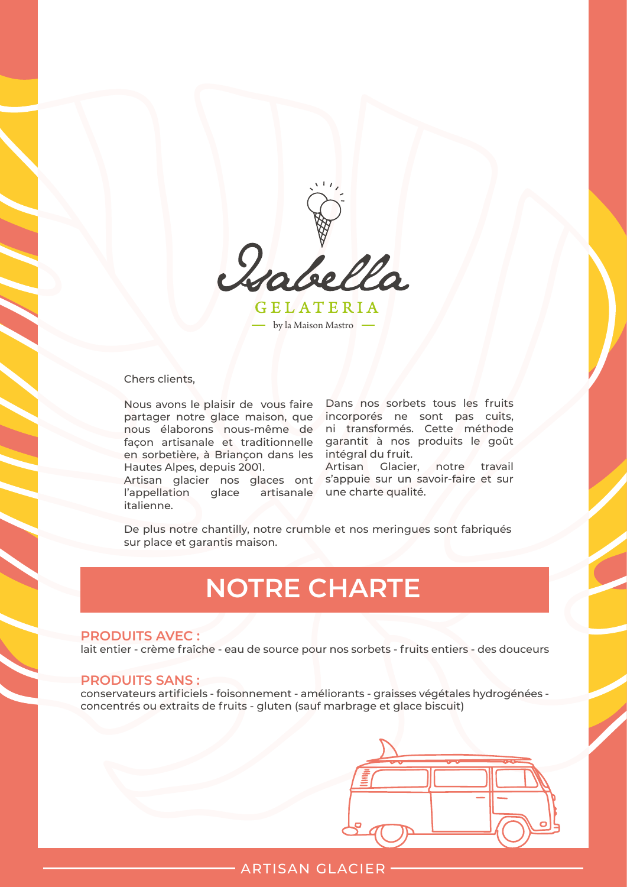Isabella

GELATERIA

by la Maison Mastro

Chers clients,

Nous avons le plaisir de vous faire partager notre glace maison, que nous élaborons nous-même de façon artisanale et traditionnelle en sorbetière, à Briançon dans les Hautes Alpes, depuis 2001.
Artisan glacier nos glaces ont l'appellation glace artisanale italienne.

Dans nos sorbets tous les fruits incorporés ne sont pas cuits, ni transformés. Cette méthode garantit à nos produits le goût intégral du fruit.
Artisan Glacier, notre travail s'appuie sur un savoir-faire et sur une charte qualité.

De plus notre chantilly, notre crumble et nos meringues sont fabriqués sur place et garantis maison.

# NOTRE CHARTE

**PRODUITS AVEC :**
lait entier - crème fraîche - eau de source pour nos sorbets - fruits entiers - des douceurs

**PRODUITS SANS :**
conservateurs artificiels - foisonnement - améliorants - graisses végétales hydrogénées - concentrés ou extraits de fruits - gluten (sauf marbrage et glace biscuit)

ARTISAN GLACIER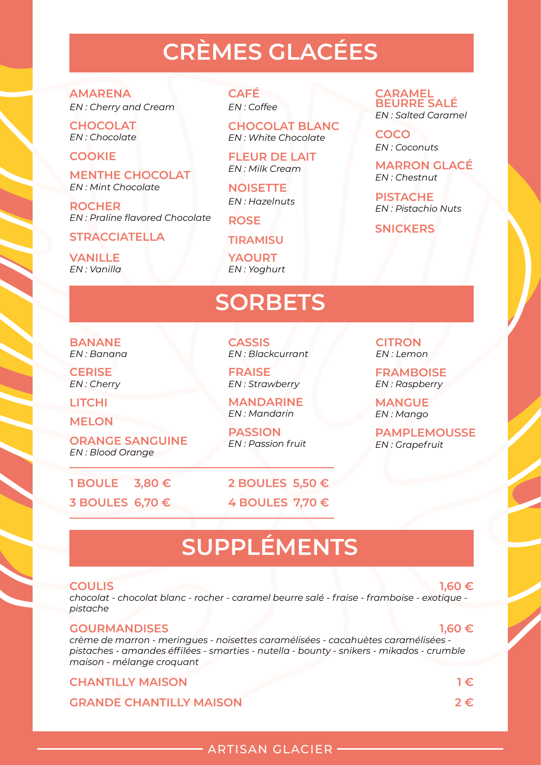# CRÈMES GLACÉES

**AMARENA**
*EN : Cherry and Cream*

**CHOCOLAT**
*EN : Chocolate*

**COOKIE**

**MENTHE CHOCOLAT**
*EN : Mint Chocolate*

**ROCHER**
*EN : Praline flavored Chocolate*

**STRACCIATELLA**

**VANILLE**
*EN : Vanilla*

**CAFÉ**
*EN : Coffee*

**CHOCOLAT BLANC**
*EN : White Chocolate*

**FLEUR DE LAIT**
*EN : Milk Cream*

**NOISETTE**
*EN : Hazelnuts*

**ROSE**

**TIRAMISU**

**YAOURT**
*EN : Yoghurt*

**CARAMEL BEURRE SALÉ**
*EN : Salted Caramel*

**COCO**
*EN : Coconuts*

**MARRON GLACÉ**
*EN : Chestnut*

**PISTACHE**
*EN : Pistachio Nuts*

**SNICKERS**

# SORBETS

**BANANE**
*EN : Banana*

**CERISE**
*EN : Cherry*

**LITCHI**

**MELON**

**ORANGE SANGUINE**
*EN : Blood Orange*

**CASSIS**
*EN : Blackcurrant*

**FRAISE**
*EN : Strawberry*

**MANDARINE**
*EN : Mandarin*

**PASSION**
*EN : Passion fruit*

**CITRON**
*EN : Lemon*

**FRAMBOISE**
*EN : Raspberry*

**MANGUE**
*EN : Mango*

**PAMPLEMOUSSE**
*EN : Grapefruit*

**1 BOULE 3,80 €**

**2 BOULES 5,50 €**

**3 BOULES 6,70 €**

**4 BOULES 7,70 €**

# SUPPLÉMENTS

**COULIS** **1,60 €**
*chocolat - chocolat blanc - rocher - caramel beurre salé - fraise - framboise - exotique - pistache*

**GOURMANDISES** **1,60 €**
*crème de marron - meringues - noisettes caramélisées - cacahuètes caramélisées - pistaches - amandes éffilées - smarties - nutella - bounty - snikers - mikados - crumble maison - mélange croquant*

**CHANTILLY MAISON** **1 €**

**GRANDE CHANTILLY MAISON** **2 €**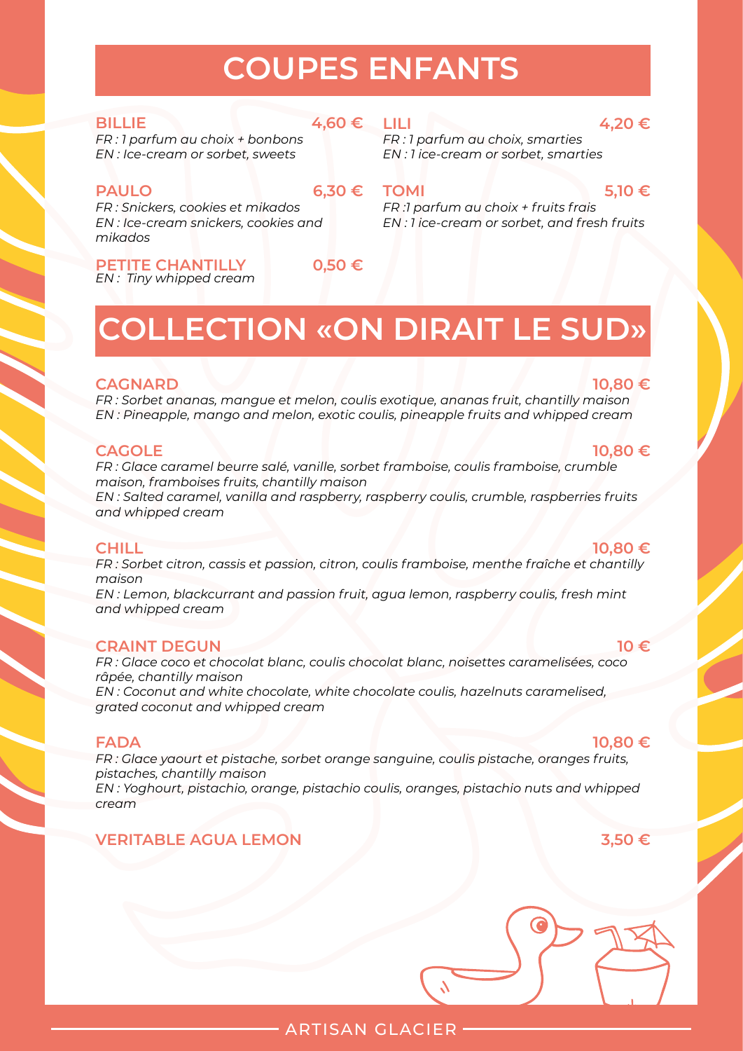# COUPES ENFANTS

**BILLIE** 4,60 €
*FR : 1 parfum au choix + bonbons*
*EN : Ice-cream or sorbet, sweets*

**PAULO** 6,30 €
*FR : Snickers, cookies et mikados*
*EN : Ice-cream snickers, cookies and mikados*

**PETITE CHANTILLY** 0,50 €
*EN : Tiny whipped cream*

**LILI** 4,20 €
*FR : 1 parfum au choix, smarties*
*EN : 1 ice-cream or sorbet, smarties*

**TOMI** 5,10 €
*FR :1 parfum au choix + fruits frais*
*EN : 1 ice-cream or sorbet, and fresh fruits*

# COLLECTION «ON DIRAIT LE SUD»

**CAGNARD** 10,80 €
*FR : Sorbet ananas, mangue et melon, coulis exotique, ananas fruit, chantilly maison*
*EN : Pineapple, mango and melon, exotic coulis, pineapple fruits and whipped cream*

**CAGOLE** 10,80 €
*FR : Glace caramel beurre salé, vanille, sorbet framboise, coulis framboise, crumble maison, framboises fruits, chantilly maison*
*EN : Salted caramel, vanilla and raspberry, raspberry coulis, crumble, raspberries fruits and whipped cream*

**CHILL** 10,80 €
*FR : Sorbet citron, cassis et passion, citron, coulis framboise, menthe fraîche et chantilly maison*
*EN : Lemon, blackcurrant and passion fruit, agua lemon, raspberry coulis, fresh mint and whipped cream*

**CRAINT DEGUN** 10 €
*FR : Glace coco et chocolat blanc, coulis chocolat blanc, noisettes caramelisées, coco râpée, chantilly maison*
*EN : Coconut and white chocolate, white chocolate coulis, hazelnuts caramelised, grated coconut and whipped cream*

**FADA** 10,80 €
*FR : Glace yaourt et pistache, sorbet orange sanguine, coulis pistache, oranges fruits, pistaches, chantilly maison*
*EN : Yoghourt, pistachio, orange, pistachio coulis, oranges, pistachio nuts and whipped cream*

**VERITABLE AGUA LEMON** 3,50 €

ARTISAN GLACIER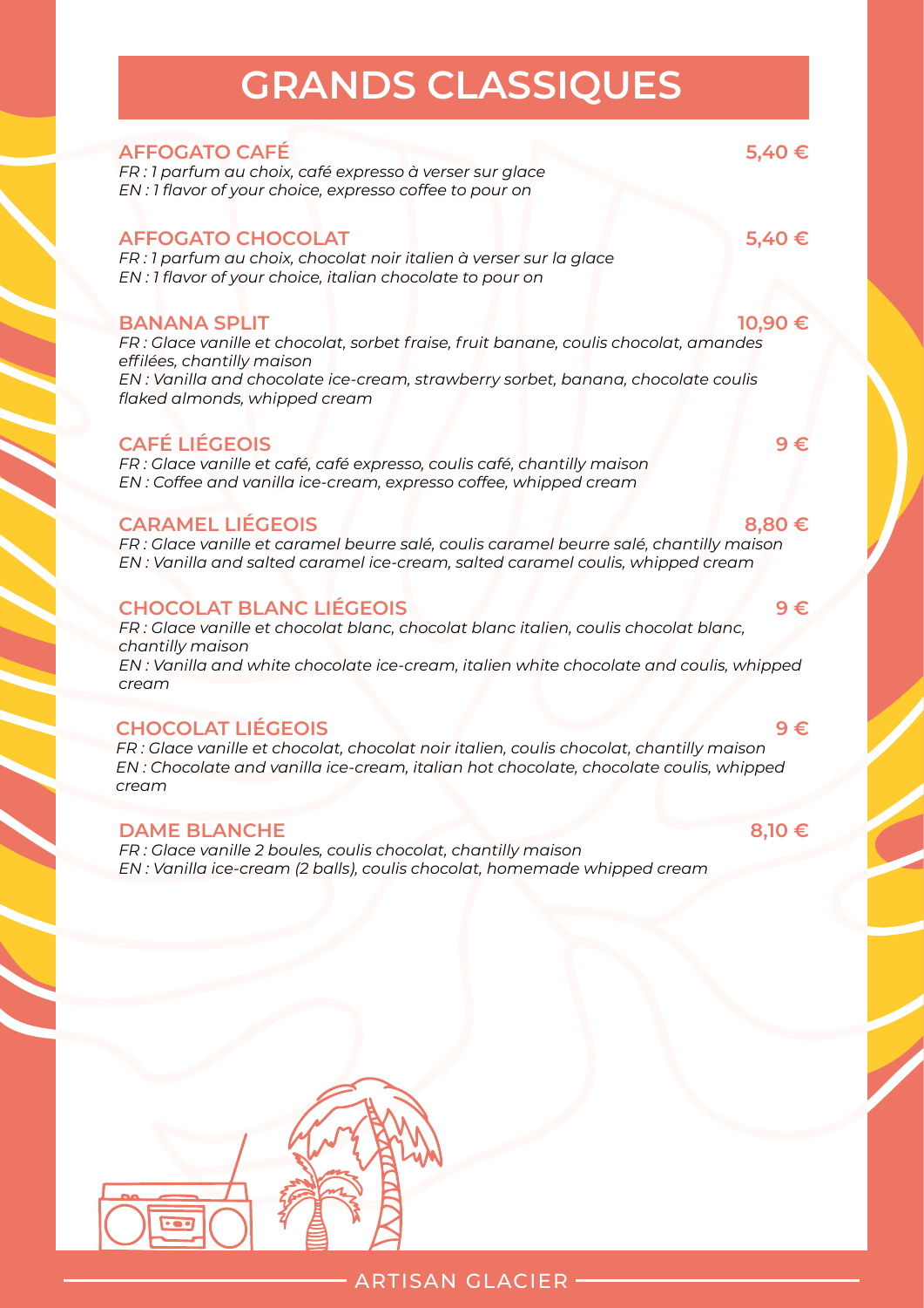# GRANDS CLASSIQUES

### AFFOGATO CAFÉ — 5,40 €

*FR : 1 parfum au choix, café expresso à verser sur glace*
*EN : 1 flavor of your choice, expresso coffee to pour on*

### AFFOGATO CHOCOLAT — 5,40 €

*FR : 1 parfum au choix, chocolat noir italien à verser sur la glace*
*EN : 1 flavor of your choice, italian chocolate to pour on*

### BANANA SPLIT — 10,90 €

*FR : Glace vanille et chocolat, sorbet fraise, fruit banane, coulis chocolat, amandes effilées, chantilly maison*
*EN : Vanilla and chocolate ice-cream, strawberry sorbet, banana, chocolate coulis flaked almonds, whipped cream*

### CAFÉ LIÉGEOIS — 9 €

*FR : Glace vanille et café, café expresso, coulis café, chantilly maison*
*EN : Coffee and vanilla ice-cream, expresso coffee, whipped cream*

### CARAMEL LIÉGEOIS — 8,80 €

*FR : Glace vanille et caramel beurre salé, coulis caramel beurre salé, chantilly maison*
*EN : Vanilla and salted caramel ice-cream, salted caramel coulis, whipped cream*

### CHOCOLAT BLANC LIÉGEOIS — 9 €

*FR : Glace vanille et chocolat blanc, chocolat blanc italien, coulis chocolat blanc, chantilly maison*
*EN : Vanilla and white chocolate ice-cream, italien white chocolate and coulis, whipped cream*

### CHOCOLAT LIÉGEOIS — 9 €

*FR : Glace vanille et chocolat, chocolat noir italien, coulis chocolat, chantilly maison*
*EN : Chocolate and vanilla ice-cream, italian hot chocolate, chocolate coulis, whipped cream*

### DAME BLANCHE — 8,10 €

*FR : Glace vanille 2 boules, coulis chocolat, chantilly maison*
*EN : Vanilla ice-cream (2 balls), coulis chocolat, homemade whipped cream*

ARTISAN GLACIER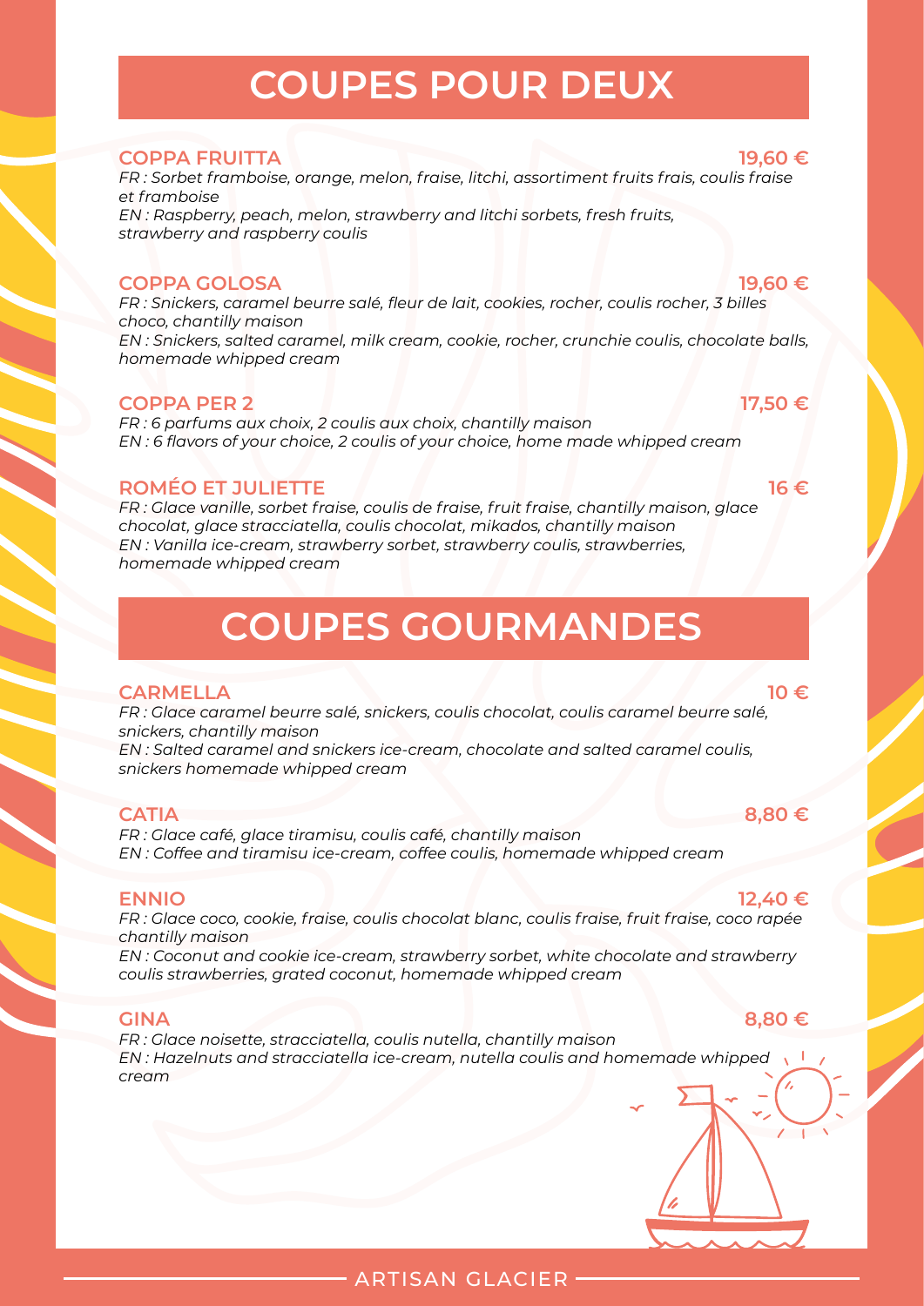# COUPES POUR DEUX

**COPPA FRUITTA** **19,60 €**

*FR : Sorbet framboise, orange, melon, fraise, litchi, assortiment fruits frais, coulis fraise et framboise*
*EN : Raspberry, peach, melon, strawberry and litchi sorbets, fresh fruits, strawberry and raspberry coulis*

**COPPA GOLOSA** **19,60 €**

*FR : Snickers, caramel beurre salé, fleur de lait, cookies, rocher, coulis rocher, 3 billes choco, chantilly maison*
*EN : Snickers, salted caramel, milk cream, cookie, rocher, crunchie coulis, chocolate balls, homemade whipped cream*

**COPPA PER 2** **17,50 €**

*FR : 6 parfums aux choix, 2 coulis aux choix, chantilly maison*
*EN : 6 flavors of your choice, 2 coulis of your choice, home made whipped cream*

**ROMÉO ET JULIETTE** **16 €**

*FR : Glace vanille, sorbet fraise, coulis de fraise, fruit fraise, chantilly maison, glace chocolat, glace stracciatella, coulis chocolat, mikados, chantilly maison*
*EN : Vanilla ice-cream, strawberry sorbet, strawberry coulis, strawberries, homemade whipped cream*

# COUPES GOURMANDES

**CARMELLA** **10 €**

*FR : Glace caramel beurre salé, snickers, coulis chocolat, coulis caramel beurre salé, snickers, chantilly maison*
*EN : Salted caramel and snickers ice-cream, chocolate and salted caramel coulis, snickers homemade whipped cream*

**CATIA** **8,80 €**

*FR : Glace café, glace tiramisu, coulis café, chantilly maison*
*EN : Coffee and tiramisu ice-cream, coffee coulis, homemade whipped cream*

**ENNIO** **12,40 €**

*FR : Glace coco, cookie, fraise, coulis chocolat blanc, coulis fraise, fruit fraise, coco rapée chantilly maison*
*EN : Coconut and cookie ice-cream, strawberry sorbet, white chocolate and strawberry coulis strawberries, grated coconut, homemade whipped cream*

**GINA** **8,80 €**

*FR : Glace noisette, stracciatella, coulis nutella, chantilly maison*
*EN : Hazelnuts and stracciatella ice-cream, nutella coulis and homemade whipped cream*

ARTISAN GLACIER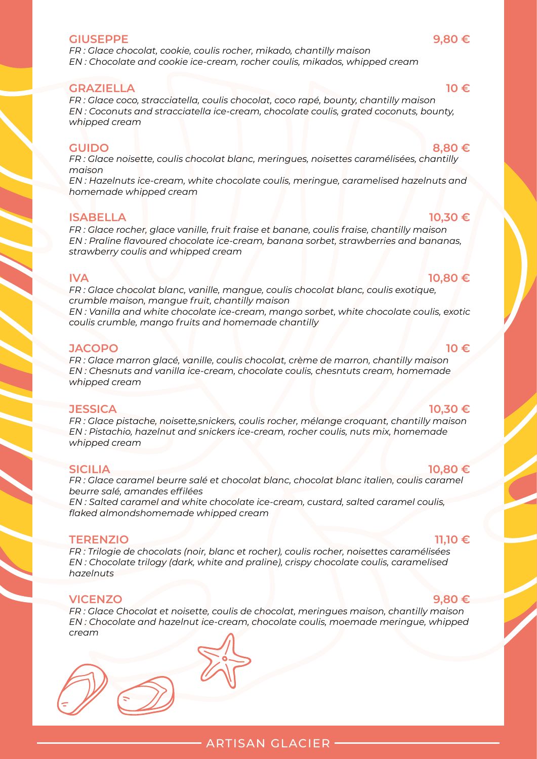## GIUSEPPE 9,80 €

*FR : Glace chocolat, cookie, coulis rocher, mikado, chantilly maison*
*EN : Chocolate and cookie ice-cream, rocher coulis, mikados, whipped cream*

## GRAZIELLA 10 €

*FR : Glace coco, stracciatella, coulis chocolat, coco rapé, bounty, chantilly maison*
*EN : Coconuts and stracciatella ice-cream, chocolate coulis, grated coconuts, bounty, whipped cream*

## GUIDO 8,80 €

*FR : Glace noisette, coulis chocolat blanc, meringues, noisettes caramélisées, chantilly maison*
*EN : Hazelnuts ice-cream, white chocolate coulis, meringue, caramelised hazelnuts and homemade whipped cream*

## ISABELLA 10,30 €

*FR : Glace rocher, glace vanille, fruit fraise et banane, coulis fraise, chantilly maison*
*EN : Praline flavoured chocolate ice-cream, banana sorbet, strawberries and bananas, strawberry coulis and whipped cream*

## IVA 10,80 €

*FR : Glace chocolat blanc, vanille, mangue, coulis chocolat blanc, coulis exotique, crumble maison, mangue fruit, chantilly maison*
*EN : Vanilla and white chocolate ice-cream, mango sorbet, white chocolate coulis, exotic coulis crumble, mango fruits and homemade chantilly*

## JACOPO 10 €

*FR : Glace marron glacé, vanille, coulis chocolat, crème de marron, chantilly maison*
*EN : Chesnuts and vanilla ice-cream, chocolate coulis, chesntuts cream, homemade whipped cream*

## JESSICA 10,30 €

*FR : Glace pistache, noisette,snickers, coulis rocher, mélange croquant, chantilly maison*
*EN : Pistachio, hazelnut and snickers ice-cream, rocher coulis, nuts mix, homemade whipped cream*

## SICILIA 10,80 €

*FR : Glace caramel beurre salé et chocolat blanc, chocolat blanc italien, coulis caramel beurre salé, amandes effilées*
*EN : Salted caramel and white chocolate ice-cream, custard, salted caramel coulis, flaked almondshomemade whipped cream*

## TERENZIO 11,10 €

*FR : Trilogie de chocolats (noir, blanc et rocher), coulis rocher, noisettes caramélisées*
*EN : Chocolate trilogy (dark, white and praline), crispy chocolate coulis, caramelised hazelnuts*

## VICENZO 9,80 €

*FR : Glace Chocolat et noisette, coulis de chocolat, meringues maison, chantilly maison*
*EN : Chocolate and hazelnut ice-cream, chocolate coulis, moemade meringue, whipped cream*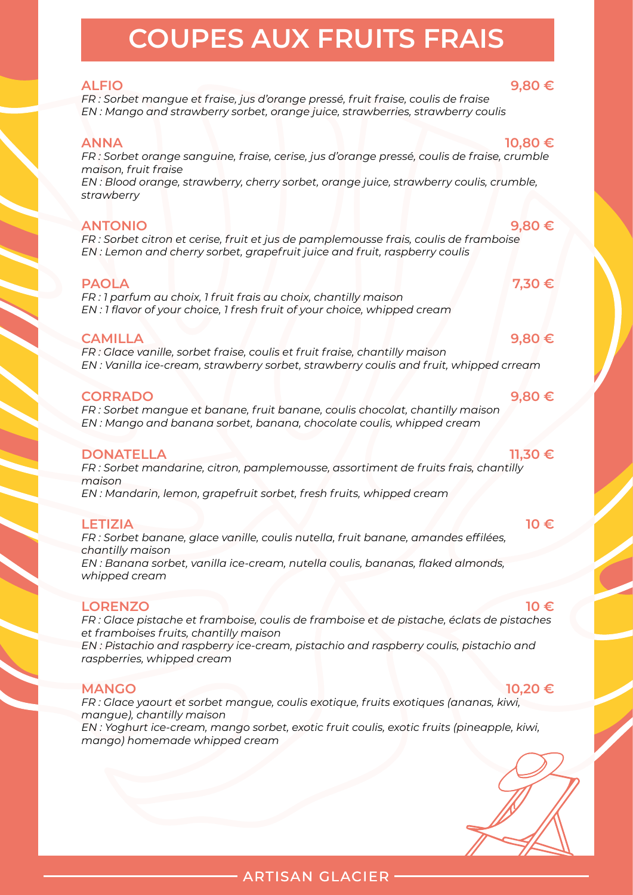# COUPES AUX FRUITS FRAIS

**ALFIO** **9,80 €**

*FR : Sorbet mangue et fraise, jus d'orange pressé, fruit fraise, coulis de fraise*
*EN : Mango and strawberry sorbet, orange juice, strawberries, strawberry coulis*

**ANNA** **10,80 €**

*FR : Sorbet orange sanguine, fraise, cerise, jus d'orange pressé, coulis de fraise, crumble maison, fruit fraise*
*EN : Blood orange, strawberry, cherry sorbet, orange juice, strawberry coulis, crumble, strawberry*

**ANTONIO** **9,80 €**

*FR : Sorbet citron et cerise, fruit et jus de pamplemousse frais, coulis de framboise*
*EN : Lemon and cherry sorbet, grapefruit juice and fruit, raspberry coulis*

**PAOLA** **7,30 €**

*FR : 1 parfum au choix, 1 fruit frais au choix, chantilly maison*
*EN : 1 flavor of your choice, 1 fresh fruit of your choice, whipped cream*

**CAMILLA** **9,80 €**

*FR : Glace vanille, sorbet fraise, coulis et fruit fraise, chantilly maison*
*EN : Vanilla ice-cream, strawberry sorbet, strawberry coulis and fruit, whipped crream*

**CORRADO** **9,80 €**

*FR : Sorbet mangue et banane, fruit banane, coulis chocolat, chantilly maison*
*EN : Mango and banana sorbet, banana, chocolate coulis, whipped cream*

**DONATELLA** **11,30 €**

*FR : Sorbet mandarine, citron, pamplemousse, assortiment de fruits frais, chantilly maison*
*EN : Mandarin, lemon, grapefruit sorbet, fresh fruits, whipped cream*

**LETIZIA** **10 €**

*FR : Sorbet banane, glace vanille, coulis nutella, fruit banane, amandes effilées, chantilly maison*
*EN : Banana sorbet, vanilla ice-cream, nutella coulis, bananas, flaked almonds, whipped cream*

**LORENZO** **10 €**

*FR : Glace pistache et framboise, coulis de framboise et de pistache, éclats de pistaches et framboises fruits, chantilly maison*
*EN : Pistachio and raspberry ice-cream, pistachio and raspberry coulis, pistachio and raspberries, whipped cream*

**MANGO** **10,20 €**

*FR : Glace yaourt et sorbet mangue, coulis exotique, fruits exotiques (ananas, kiwi, mangue), chantilly maison*
*EN : Yoghurt ice-cream, mango sorbet, exotic fruit coulis, exotic fruits (pineapple, kiwi, mango) homemade whipped cream*

ARTISAN GLACIER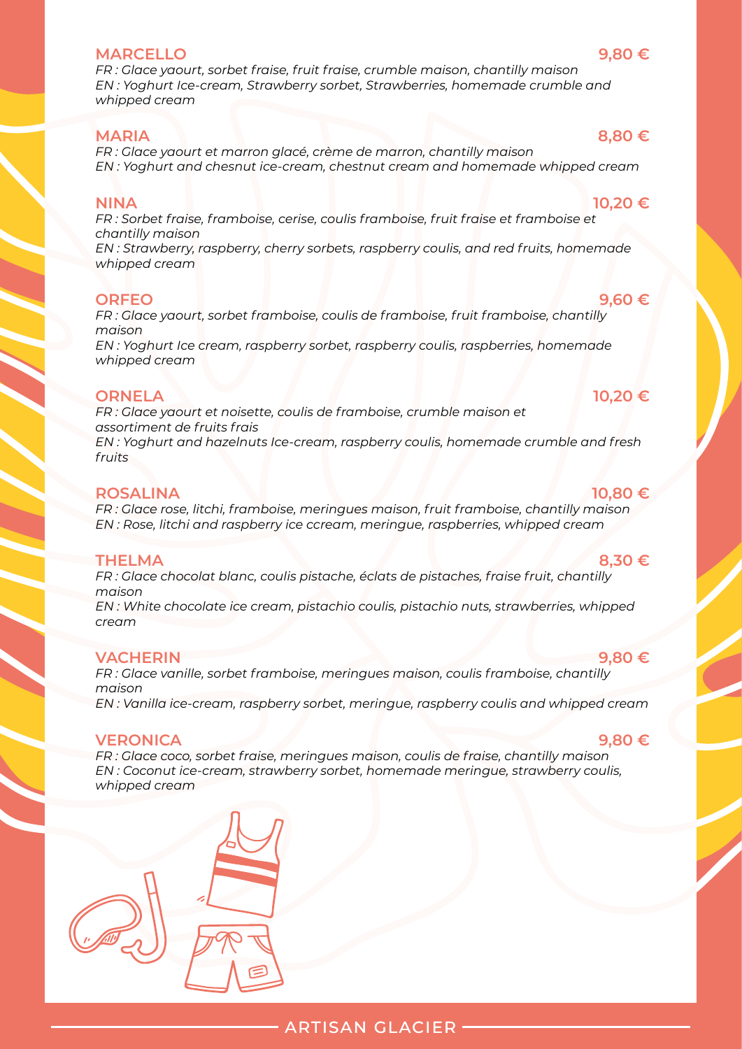## MARCELLO 9,80 €

*FR : Glace yaourt, sorbet fraise, fruit fraise, crumble maison, chantilly maison*
*EN : Yoghurt Ice-cream, Strawberry sorbet, Strawberries, homemade crumble and whipped cream*

## MARIA 8,80 €

*FR : Glace yaourt et marron glacé, crème de marron, chantilly maison*
*EN : Yoghurt and chesnut ice-cream, chestnut cream and homemade whipped cream*

## NINA 10,20 €

*FR : Sorbet fraise, framboise, cerise, coulis framboise, fruit fraise et framboise et chantilly maison*
*EN : Strawberry, raspberry, cherry sorbets, raspberry coulis, and red fruits, homemade whipped cream*

## ORFEO 9,60 €

*FR : Glace yaourt, sorbet framboise, coulis de framboise, fruit framboise, chantilly maison*
*EN : Yoghurt Ice cream, raspberry sorbet, raspberry coulis, raspberries, homemade whipped cream*

## ORNELA 10,20 €

*FR : Glace yaourt et noisette, coulis de framboise, crumble maison et assortiment de fruits frais*
*EN : Yoghurt and hazelnuts Ice-cream, raspberry coulis, homemade crumble and fresh fruits*

## ROSALINA 10,80 €

*FR : Glace rose, litchi, framboise, meringues maison, fruit framboise, chantilly maison*
*EN : Rose, litchi and raspberry ice ccream, meringue, raspberries, whipped cream*

## THELMA 8,30 €

*FR : Glace chocolat blanc, coulis pistache, éclats de pistaches, fraise fruit, chantilly maison*
*EN : White chocolate ice cream, pistachio coulis, pistachio nuts, strawberries, whipped cream*

## VACHERIN 9,80 €

*FR : Glace vanille, sorbet framboise, meringues maison, coulis framboise, chantilly maison*
*EN : Vanilla ice-cream, raspberry sorbet, meringue, raspberry coulis and whipped cream*

## VERONICA 9,80 €

*FR : Glace coco, sorbet fraise, meringues maison, coulis de fraise, chantilly maison*
*EN : Coconut ice-cream, strawberry sorbet, homemade meringue, strawberry coulis, whipped cream*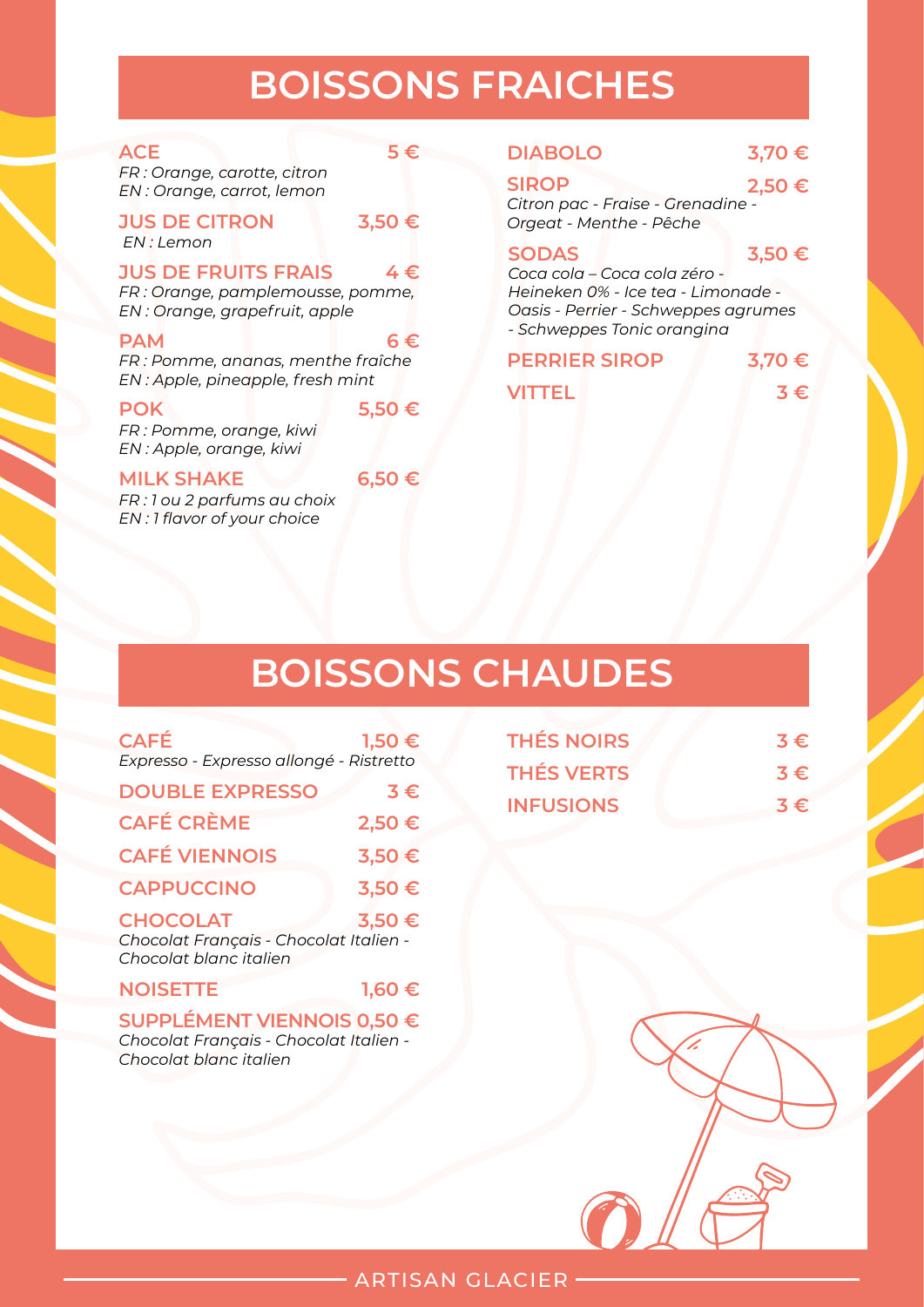# BOISSONS FRAICHES

**ACE** — **5 €**
*FR : Orange, carotte, citron*
*EN : Orange, carrot, lemon*

**JUS DE CITRON** — **3,50 €**
*EN : Lemon*

**JUS DE FRUITS FRAIS** — **4 €**
*FR : Orange, pamplemousse, pomme,*
*EN : Orange, grapefruit, apple*

**PAM** — **6 €**
*FR : Pomme, ananas, menthe fraîche*
*EN : Apple, pineapple, fresh mint*

**POK** — **5,50 €**
*FR : Pomme, orange, kiwi*
*EN : Apple, orange, kiwi*

**MILK SHAKE** — **6,50 €**
*FR : 1 ou 2 parfums au choix*
*EN : 1 flavor of your choice*

**DIABOLO** — **3,70 €**

**SIROP** — **2,50 €**
*Citron pac - Fraise - Grenadine - Orgeat - Menthe - Pêche*

**SODAS** — **3,50 €**
*Coca cola – Coca cola zéro - Heineken 0% - Ice tea - Limonade - Oasis - Perrier - Schweppes agrumes - Schweppes Tonic orangina*

**PERRIER SIROP** — **3,70 €**

**VITTEL** — **3 €**

# BOISSONS CHAUDES

**CAFÉ** — **1,50 €**
*Expresso - Expresso allongé - Ristretto*

**DOUBLE EXPRESSO** — **3 €**

**CAFÉ CRÈME** — **2,50 €**

**CAFÉ VIENNOIS** — **3,50 €**

**CAPPUCCINO** — **3,50 €**

**CHOCOLAT** — **3,50 €**
*Chocolat Français - Chocolat Italien - Chocolat blanc italien*

**NOISETTE** — **1,60 €**

**SUPPLÉMENT VIENNOIS** — **0,50 €**
*Chocolat Français - Chocolat Italien - Chocolat blanc italien*

**THÉS NOIRS** — **3 €**

**THÉS VERTS** — **3 €**

**INFUSIONS** — **3 €**

ARTISAN GLACIER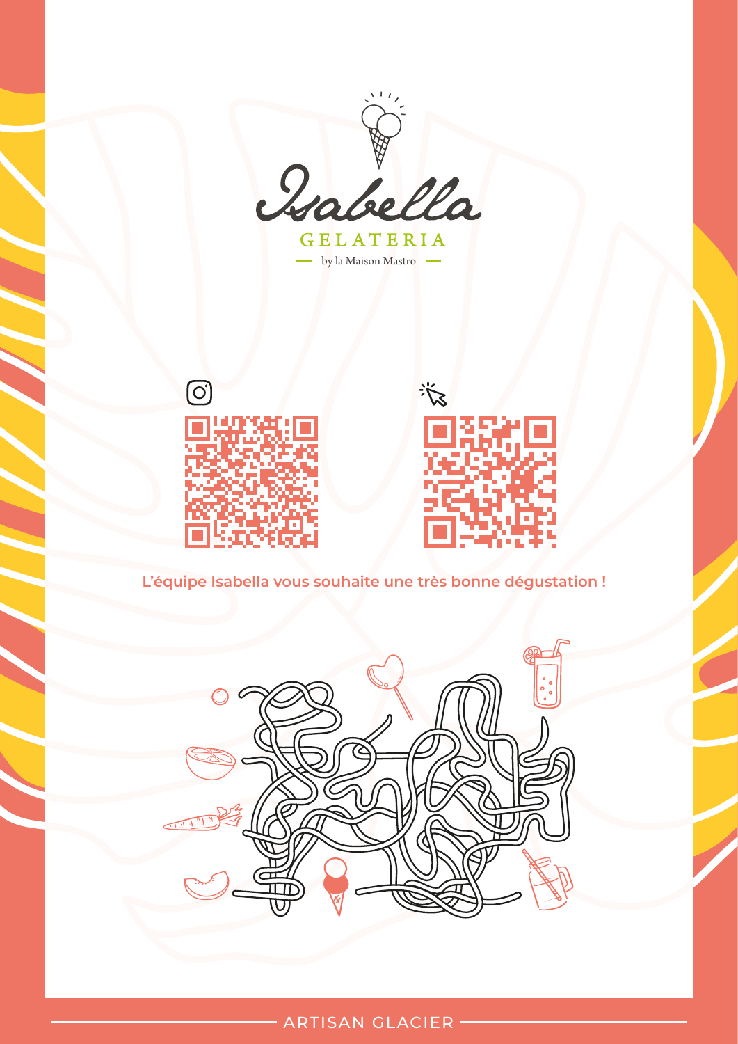# Isabella

GELATERIA

— by la Maison Mastro —

L'équipe Isabella vous souhaite une très bonne dégustation !

ARTISAN GLACIER